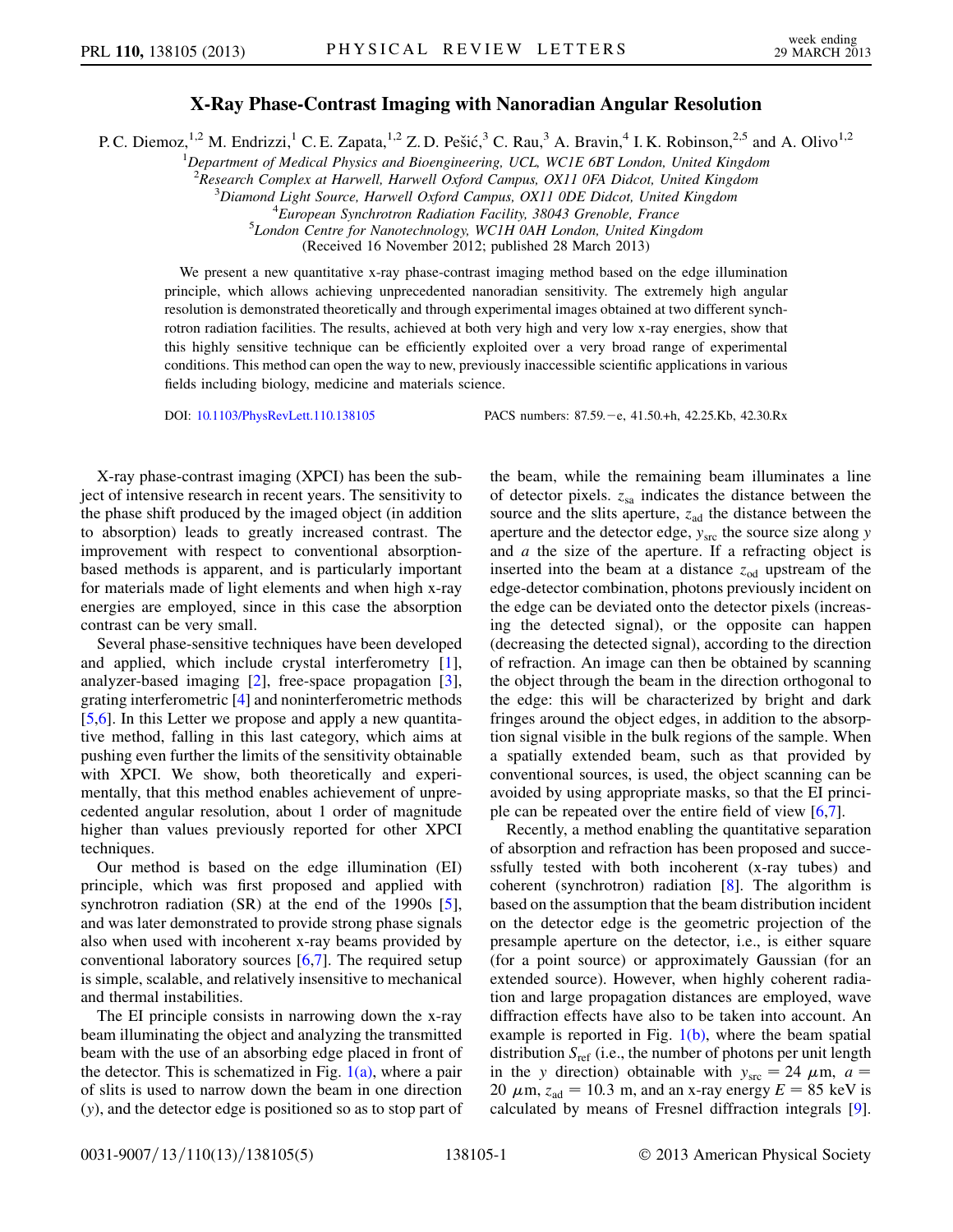# X-Ray Phase-Contrast Imaging with Nanoradian Angular Resolution

P. C. Diemoz,[1,2] M. Endrizzi,[1] C. E. Zapata,[1,2] Z. D. Pešić,[3] C. Rau,[3] A. Bravin,[4] I. K. Robinson,[2,5] and A. Olivo[1,2]

[1]Department of Medical Physics and Bioengineering, UCL, WC1E 6BT London, United Kingdom
[2]Research Complex at Harwell, Harwell Oxford Campus, OX11 0FA Didcot, United Kingdom
[3]Diamond Light Source, Harwell Oxford Campus, OX11 0DE Didcot, United Kingdom
[4]European Synchrotron Radiation Facility, 38043 Grenoble, France
[5]London Centre for Nanotechnology, WC1H 0AH London, United Kingdom
(Received 16 November 2012; published 28 March 2013)

We present a new quantitative x-ray phase-contrast imaging method based on the edge illumination principle, which allows achieving unprecedented nanoradian sensitivity. The extremely high angular resolution is demonstrated theoretically and through experimental images obtained at two different synchrotron radiation facilities. The results, achieved at both very high and very low x-ray energies, show that this highly sensitive technique can be efficiently exploited over a very broad range of experimental conditions. This method can open the way to new, previously inaccessible scientific applications in various fields including biology, medicine and materials science.

DOI: 10.1103/PhysRevLett.110.138105 PACS numbers: 87.59.−e, 41.50.+h, 42.25.Kb, 42.30.Rx

X-ray phase-contrast imaging (XPCI) has been the subject of intensive research in recent years. The sensitivity to the phase shift produced by the imaged object (in addition to absorption) leads to greatly increased contrast. The improvement with respect to conventional absorption-based methods is apparent, and is particularly important for materials made of light elements and when high x-ray energies are employed, since in this case the absorption contrast can be very small.

Several phase-sensitive techniques have been developed and applied, which include crystal interferometry [1], analyzer-based imaging [2], free-space propagation [3], grating interferometric [4] and noninterferometric methods [5,6]. In this Letter we propose and apply a new quantitative method, falling in this last category, which aims at pushing even further the limits of the sensitivity obtainable with XPCI. We show, both theoretically and experimentally, that this method enables achievement of unprecedented angular resolution, about 1 order of magnitude higher than values previously reported for other XPCI techniques.

Our method is based on the edge illumination (EI) principle, which was first proposed and applied with synchrotron radiation (SR) at the end of the 1990s [5], and was later demonstrated to provide strong phase signals also when used with incoherent x-ray beams provided by conventional laboratory sources [6,7]. The required setup is simple, scalable, and relatively insensitive to mechanical and thermal instabilities.

The EI principle consists in narrowing down the x-ray beam illuminating the object and analyzing the transmitted beam with the use of an absorbing edge placed in front of the detector. This is schematized in Fig. 1(a), where a pair of slits is used to narrow down the beam in one direction ($y$), and the detector edge is positioned so as to stop part of the beam, while the remaining beam illuminates a line of detector pixels. $z_{sa}$ indicates the distance between the source and the slits aperture, $z_{ad}$ the distance between the aperture and the detector edge, $y_{src}$ the source size along $y$ and $a$ the size of the aperture. If a refracting object is inserted into the beam at a distance $z_{od}$ upstream of the edge-detector combination, photons previously incident on the edge can be deviated onto the detector pixels (increasing the detected signal), or the opposite can happen (decreasing the detected signal), according to the direction of refraction. An image can then be obtained by scanning the object through the beam in the direction orthogonal to the edge: this will be characterized by bright and dark fringes around the object edges, in addition to the absorption signal visible in the bulk regions of the sample. When a spatially extended beam, such as that provided by conventional sources, is used, the object scanning can be avoided by using appropriate masks, so that the EI principle can be repeated over the entire field of view [6,7].

Recently, a method enabling the quantitative separation of absorption and refraction has been proposed and successfully tested with both incoherent (x-ray tubes) and coherent (synchrotron) radiation [8]. The algorithm is based on the assumption that the beam distribution incident on the detector edge is the geometric projection of the presample aperture on the detector, i.e., is either square (for a point source) or approximately Gaussian (for an extended source). However, when highly coherent radiation and large propagation distances are employed, wave diffraction effects have also to be taken into account. An example is reported in Fig. 1(b), where the beam spatial distribution $S_{ref}$ (i.e., the number of photons per unit length in the $y$ direction) obtainable with $y_{src} = 24$ μm, $a = 20$ μm, $z_{ad} = 10.3$ m, and an x-ray energy $E = 85$ keV is calculated by means of Fresnel diffraction integrals [9].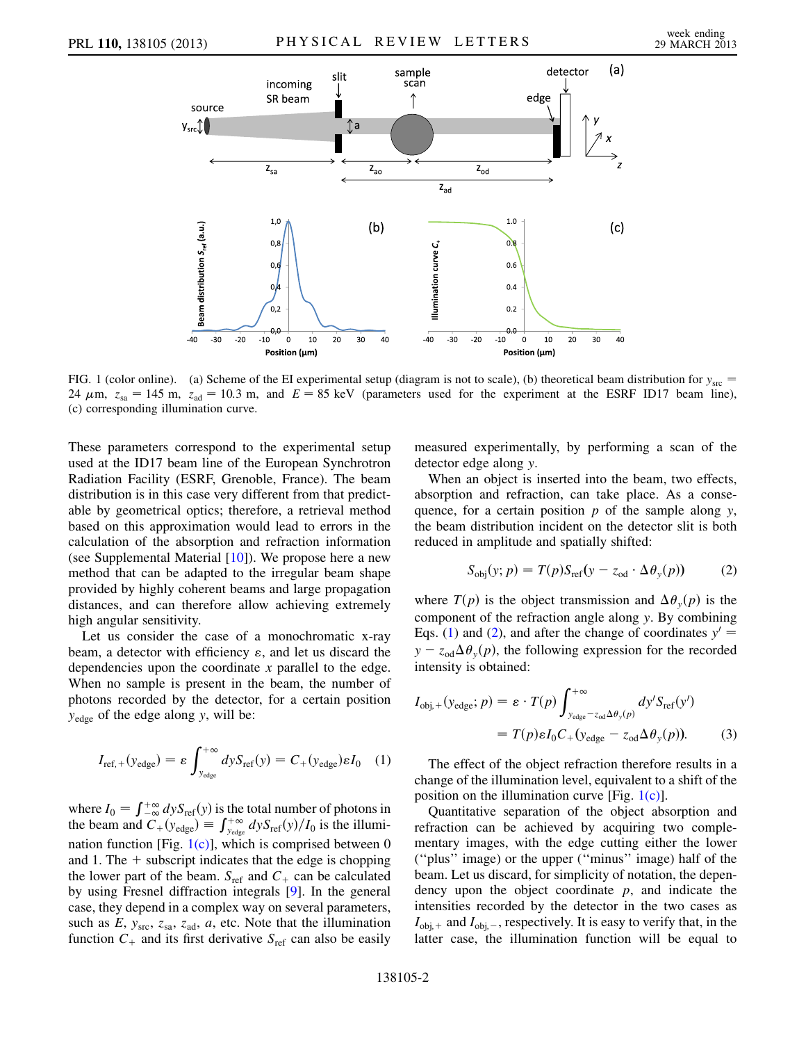FIG. 1 (color online). (a) Scheme of the EI experimental setup (diagram is not to scale), (b) theoretical beam distribution for $y_{src} = 24\ \mu$m, $z_{sa} = 145$ m, $z_{ad} = 10.3$ m, and $E = 85$ keV (parameters used for the experiment at the ESRF ID17 beam line), (c) corresponding illumination curve.

These parameters correspond to the experimental setup used at the ID17 beam line of the European Synchrotron Radiation Facility (ESRF, Grenoble, France). The beam distribution is in this case very different from that predictable by geometrical optics; therefore, a retrieval method based on this approximation would lead to errors in the calculation of the absorption and refraction information (see Supplemental Material [10]). We propose here a new method that can be adapted to the irregular beam shape provided by highly coherent beams and large propagation distances, and can therefore allow achieving extremely high angular sensitivity.

Let us consider the case of a monochromatic x-ray beam, a detector with efficiency $\varepsilon$, and let us discard the dependencies upon the coordinate $x$ parallel to the edge. When no sample is present in the beam, the number of photons recorded by the detector, for a certain position $y_{edge}$ of the edge along $y$, will be:

$$I_{ref,+}(y_{edge}) = \varepsilon \int_{y_{edge}}^{+\infty} dy S_{ref}(y) = C_+(y_{edge})\varepsilon I_0 \quad (1)$$

where $I_0 = \int_{-\infty}^{+\infty} dy S_{ref}(y)$ is the total number of photons in the beam and $C_+(y_{edge}) \equiv \int_{y_{edge}}^{+\infty} dy S_{ref}(y)/I_0$ is the illumination function [Fig. 1(c)], which is comprised between 0 and 1. The + subscript indicates that the edge is chopping the lower part of the beam. $S_{ref}$ and $C_+$ can be calculated by using Fresnel diffraction integrals [9]. In the general case, they depend in a complex way on several parameters, such as $E$, $y_{src}$, $z_{sa}$, $z_{ad}$, $a$, etc. Note that the illumination function $C_+$ and its first derivative $S_{ref}$ can also be easily measured experimentally, by performing a scan of the detector edge along $y$.

When an object is inserted into the beam, two effects, absorption and refraction, can take place. As a consequence, for a certain position $p$ of the sample along $y$, the beam distribution incident on the detector slit is both reduced in amplitude and spatially shifted:

$$S_{obj}(y; p) = T(p) S_{ref}(y - z_{od} \cdot \Delta\theta_y(p)) \quad (2)$$

where $T(p)$ is the object transmission and $\Delta\theta_y(p)$ is the component of the refraction angle along $y$. By combining Eqs. (1) and (2), and after the change of coordinates $y' = y - z_{od}\Delta\theta_y(p)$, the following expression for the recorded intensity is obtained:

$$I_{obj,+}(y_{edge}; p) = \varepsilon \cdot T(p) \int_{y_{edge} - z_{od}\Delta\theta_y(p)}^{+\infty} dy' S_{ref}(y') = T(p)\varepsilon I_0 C_+(y_{edge} - z_{od}\Delta\theta_y(p)). \quad (3)$$

The effect of the object refraction therefore results in a change of the illumination level, equivalent to a shift of the position on the illumination curve [Fig. 1(c)].

Quantitative separation of the object absorption and refraction can be achieved by acquiring two complementary images, with the edge cutting either the lower ("plus" image) or the upper ("minus" image) half of the beam. Let us discard, for simplicity of notation, the dependency upon the object coordinate $p$, and indicate the intensities recorded by the detector in the two cases as $I_{obj,+}$ and $I_{obj,-}$, respectively. It is easy to verify that, in the latter case, the illumination function will be equal to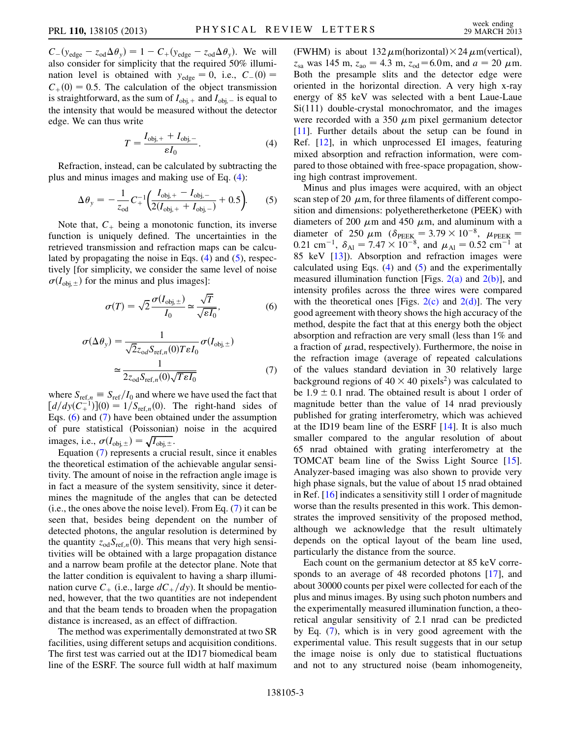$C_-(y_{\rm edge} - z_{\rm od}\Delta\theta_y) = 1 - C_+(y_{\rm edge} - z_{\rm od}\Delta\theta_y)$. We will also consider for simplicity that the required 50% illumination level is obtained with $y_{\rm edge} = 0$, i.e., $C_-(0) = C_+(0) = 0.5$. The calculation of the object transmission is straightforward, as the sum of $I_{\rm obj,+}$ and $I_{\rm obj,-}$ is equal to the intensity that would be measured without the detector edge. We can thus write

$$T = \frac{I_{\rm obj,+} + I_{\rm obj,-}}{\varepsilon I_0}. \tag{4}$$

Refraction, instead, can be calculated by subtracting the plus and minus images and making use of Eq. (4):

$$\Delta\theta_y = -\frac{1}{z_{\rm od}} C_+^{-1}\left(\frac{I_{\rm obj,+} - I_{\rm obj,-}}{2(I_{\rm obj,+} + I_{\rm obj,-})} + 0.5\right). \tag{5}$$

Note that, $C_+$ being a monotonic function, its inverse function is uniquely defined. The uncertainties in the retrieved transmission and refraction maps can be calculated by propagating the noise in Eqs. (4) and (5), respectively [for simplicity, we consider the same level of noise $\sigma(I_{\rm obj,\pm})$ for the minus and plus images]:

$$\sigma(T) = \sqrt{2}\frac{\sigma(I_{\rm obj,\pm})}{I_0} \simeq \frac{\sqrt{T}}{\sqrt{\varepsilon I_0}}, \tag{6}$$

$$\sigma(\Delta\theta_y) = \frac{1}{\sqrt{2} z_{\rm od} S_{{\rm ref},n}(0) T\varepsilon I_0}\sigma(I_{\rm obj,\pm}) \simeq \frac{1}{2 z_{\rm od} S_{{\rm ref},n}(0)\sqrt{T\varepsilon I_0}} \tag{7}$$

where $S_{{\rm ref},n} \equiv S_{\rm ref}/I_0$ and where we have used the fact that $[d/dy(C_+^{-1})](0) = 1/S_{{\rm ref},n}(0)$. The right-hand sides of Eqs. (6) and (7) have been obtained under the assumption of pure statistical (Poissonian) noise in the acquired images, i.e., $\sigma(I_{\rm obj,\pm}) = \sqrt{I_{\rm obj,\pm}}$.

Equation (7) represents a crucial result, since it enables the theoretical estimation of the achievable angular sensitivity. The amount of noise in the refraction angle image is in fact a measure of the system sensitivity, since it determines the magnitude of the angles that can be detected (i.e., the ones above the noise level). From Eq. (7) it can be seen that, besides being dependent on the number of detected photons, the angular resolution is determined by the quantity $z_{\rm od} S_{{\rm ref},n}(0)$. This means that very high sensitivities will be obtained with a large propagation distance and a narrow beam profile at the detector plane. Note that the latter condition is equivalent to having a sharp illumination curve $C_+$ (i.e., large $dC_+/dy$). It should be mentioned, however, that the two quantities are not independent and that the beam tends to broaden when the propagation distance is increased, as an effect of diffraction.

The method was experimentally demonstrated at two SR facilities, using different setups and acquisition conditions. The first test was carried out at the ID17 biomedical beam line of the ESRF. The source full width at half maximum (FWHM) is about 132 $\mu$m(horizontal)$\times$24 $\mu$m(vertical), $z_{\rm sa}$ was 145 m, $z_{\rm ao} = 4.3$ m, $z_{\rm od} = 6.0$ m, and $a = 20$ $\mu$m. Both the presample slits and the detector edge were oriented in the horizontal direction. A very high x-ray energy of 85 keV was selected with a bent Laue-Laue Si(111) double-crystal monochromator, and the images were recorded with a 350 $\mu$m pixel germanium detector [11]. Further details about the setup can be found in Ref. [12], in which unprocessed EI images, featuring mixed absorption and refraction information, were compared to those obtained with free-space propagation, showing high contrast improvement.

Minus and plus images were acquired, with an object scan step of 20 $\mu$m, for three filaments of different composition and dimensions: polyetheretherketone (PEEK) with diameters of 200 $\mu$m and 450 $\mu$m, and aluminum with a diameter of 250 $\mu$m ($\delta_{\rm PEEK} = 3.79 \times 10^{-8}$, $\mu_{\rm PEEK} = 0.21$ cm$^{-1}$, $\delta_{\rm Al} = 7.47 \times 10^{-8}$, and $\mu_{\rm Al} = 0.52$ cm$^{-1}$ at 85 keV [13]). Absorption and refraction images were calculated using Eqs. (4) and (5) and the experimentally measured illumination function [Figs. 2(a) and 2(b)], and intensity profiles across the three wires were compared with the theoretical ones [Figs. 2(c) and 2(d)]. The very good agreement with theory shows the high accuracy of the method, despite the fact that at this energy both the object absorption and refraction are very small (less than 1% and a fraction of $\mu$rad, respectively). Furthermore, the noise in the refraction image (average of repeated calculations of the values standard deviation in 30 relatively large background regions of $40 \times 40$ pixels$^2$) was calculated to be $1.9 \pm 0.1$ nrad. The obtained result is about 1 order of magnitude better than the value of 14 nrad previously published for grating interferometry, which was achieved at the ID19 beam line of the ESRF [14]. It is also much smaller compared to the angular resolution of about 65 nrad obtained with grating interferometry at the TOMCAT beam line of the Swiss Light Source [15]. Analyzer-based imaging was also shown to provide very high phase signals, but the value of about 15 nrad obtained in Ref. [16] indicates a sensitivity still 1 order of magnitude worse than the results presented in this work. This demonstrates the improved sensitivity of the proposed method, although we acknowledge that the result ultimately depends on the optical layout of the beam line used, particularly the distance from the source.

Each count on the germanium detector at 85 keV corresponds to an average of 48 recorded photons [17], and about 30000 counts per pixel were collected for each of the plus and minus images. By using such photon numbers and the experimentally measured illumination function, a theoretical angular sensitivity of 2.1 nrad can be predicted by Eq. (7), which is in very good agreement with the experimental value. This result suggests that in our setup the image noise is only due to statistical fluctuations and not to any structured noise (beam inhomogeneity,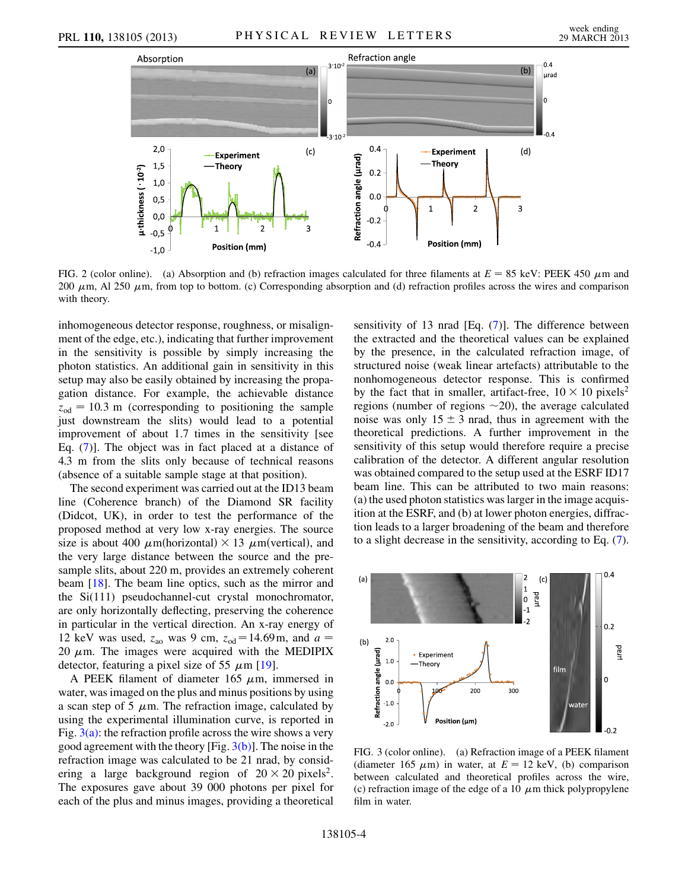FIG. 2 (color online). (a) Absorption and (b) refraction images calculated for three filaments at $E = 85$ keV: PEEK 450 $\mu$m and 200 $\mu$m, Al 250 $\mu$m, from top to bottom. (c) Corresponding absorption and (d) refraction profiles across the wires and comparison with theory.

inhomogeneous detector response, roughness, or misalignment of the edge, etc.), indicating that further improvement in the sensitivity is possible by simply increasing the photon statistics. An additional gain in sensitivity in this setup may also be easily obtained by increasing the propagation distance. For example, the achievable distance $z_{od} = 10.3$ m (corresponding to positioning the sample just downstream the slits) would lead to a potential improvement of about 1.7 times in the sensitivity [see Eq. (7)]. The object was in fact placed at a distance of 4.3 m from the slits only because of technical reasons (absence of a suitable sample stage at that position).

The second experiment was carried out at the ID13 beam line (Coherence branch) of the Diamond SR facility (Didcot, UK), in order to test the performance of the proposed method at very low x-ray energies. The source size is about 400 $\mu$m(horizontal) $\times$ 13 $\mu$m(vertical), and the very large distance between the source and the presample slits, about 220 m, provides an extremely coherent beam [18]. The beam line optics, such as the mirror and the Si(111) pseudochannel-cut crystal monochromator, are only horizontally deflecting, preserving the coherence in particular in the vertical direction. An x-ray energy of 12 keV was used, $z_{ao}$ was 9 cm, $z_{od} = 14.69$ m, and $a = 20$ $\mu$m. The images were acquired with the MEDIPIX detector, featuring a pixel size of 55 $\mu$m [19].

A PEEK filament of diameter 165 $\mu$m, immersed in water, was imaged on the plus and minus positions by using a scan step of 5 $\mu$m. The refraction image, calculated by using the experimental illumination curve, is reported in Fig. 3(a): the refraction profile across the wire shows a very good agreement with the theory [Fig. 3(b)]. The noise in the refraction image was calculated to be 21 nrad, by considering a large background region of $20 \times 20$ pixels$^2$. The exposures gave about 39 000 photons per pixel for each of the plus and minus images, providing a theoretical sensitivity of 13 nrad [Eq. (7)]. The difference between the extracted and the theoretical values can be explained by the presence, in the calculated refraction image, of structured noise (weak linear artefacts) attributable to the nonhomogeneous detector response. This is confirmed by the fact that in smaller, artifact-free, $10 \times 10$ pixels$^2$ regions (number of regions $\sim$20), the average calculated noise was only $15 \pm 3$ nrad, thus in agreement with the theoretical predictions. A further improvement in the sensitivity of this setup would therefore require a precise calibration of the detector. A different angular resolution was obtained compared to the setup used at the ESRF ID17 beam line. This can be attributed to two main reasons: (a) the used photon statistics was larger in the image acquisition at the ESRF, and (b) at lower photon energies, diffraction leads to a larger broadening of the beam and therefore to a slight decrease in the sensitivity, according to Eq. (7).

FIG. 3 (color online). (a) Refraction image of a PEEK filament (diameter 165 $\mu$m) in water, at $E = 12$ keV, (b) comparison between calculated and theoretical profiles across the wire, (c) refraction image of the edge of a 10 $\mu$m thick polypropylene film in water.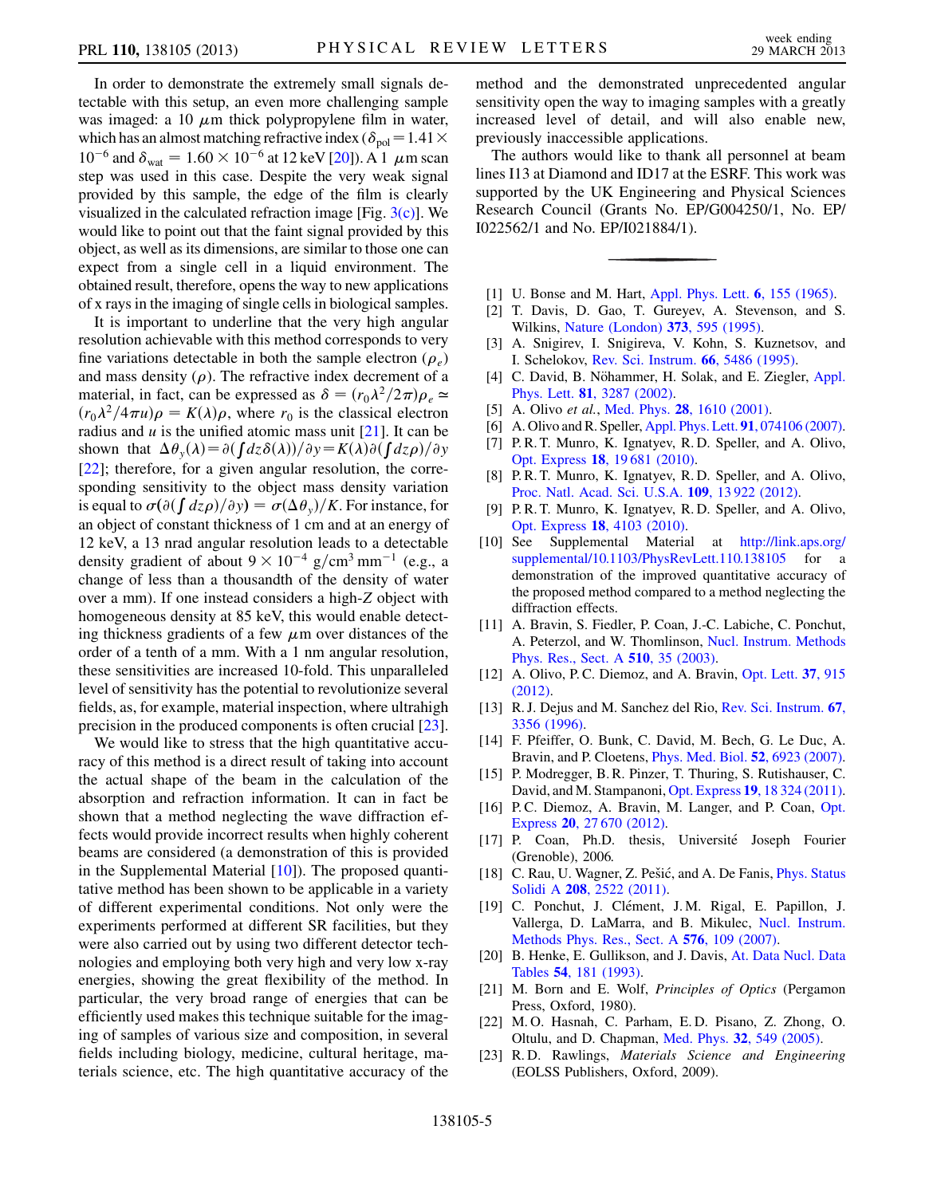In order to demonstrate the extremely small signals detectable with this setup, an even more challenging sample was imaged: a 10 $\mu$m thick polypropylene film in water, which has an almost matching refractive index ($\delta_{pol} = 1.41 \times 10^{-6}$ and $\delta_{wat} = 1.60 \times 10^{-6}$ at 12 keV [20]). A 1 $\mu$m scan step was used in this case. Despite the very weak signal provided by this sample, the edge of the film is clearly visualized in the calculated refraction image [Fig. 3(c)]. We would like to point out that the faint signal provided by this object, as well as its dimensions, are similar to those one can expect from a single cell in a liquid environment. The obtained result, therefore, opens the way to new applications of x rays in the imaging of single cells in biological samples.

It is important to underline that the very high angular resolution achievable with this method corresponds to very fine variations detectable in both the sample electron ($\rho_e$) and mass density ($\rho$). The refractive index decrement of a material, in fact, can be expressed as $\delta = (r_0\lambda^2/2\pi)\rho_e \simeq (r_0\lambda^2/4\pi u)\rho = K(\lambda)\rho$, where $r_0$ is the classical electron radius and $u$ is the unified atomic mass unit [21]. It can be shown that $\Delta\theta_y(\lambda) = \partial(\int dz\delta(\lambda))/\partial y = K(\lambda)\partial(\int dz\rho)/\partial y$ [22]; therefore, for a given angular resolution, the corresponding sensitivity to the object mass density variation is equal to $\sigma(\partial(\int dz\rho)/\partial y) = \sigma(\Delta\theta_y)/K$. For instance, for an object of constant thickness of 1 cm and at an energy of 12 keV, a 13 nrad angular resolution leads to a detectable density gradient of about $9 \times 10^{-4}$ g/cm$^3$ mm$^{-1}$ (e.g., a change of less than a thousandth of the density of water over a mm). If one instead considers a high-$Z$ object with homogeneous density at 85 keV, this would enable detecting thickness gradients of a few $\mu$m over distances of the order of a tenth of a mm. With a 1 nm angular resolution, these sensitivities are increased 10-fold. This unparalleled level of sensitivity has the potential to revolutionize several fields, as, for example, material inspection, where ultrahigh precision in the produced components is often crucial [23].

We would like to stress that the high quantitative accuracy of this method is a direct result of taking into account the actual shape of the beam in the calculation of the absorption and refraction information. It can in fact be shown that a method neglecting the wave diffraction effects would provide incorrect results when highly coherent beams are considered (a demonstration of this is provided in the Supplemental Material [10]). The proposed quantitative method has been shown to be applicable in a variety of different experimental conditions. Not only were the experiments performed at different SR facilities, but they were also carried out by using two different detector technologies and employing both very high and very low x-ray energies, showing the great flexibility of the method. In particular, the very broad range of energies that can be efficiently used makes this technique suitable for the imaging of samples of various size and composition, in several fields including biology, medicine, cultural heritage, materials science, etc. The high quantitative accuracy of the method and the demonstrated unprecedented angular sensitivity open the way to imaging samples with a greatly increased level of detail, and will also enable new, previously inaccessible applications.

The authors would like to thank all personnel at beam lines I13 at Diamond and ID17 at the ESRF. This work was supported by the UK Engineering and Physical Sciences Research Council (Grants No. EP/G004250/1, No. EP/I022562/1 and No. EP/I021884/1).

---

[1] U. Bonse and M. Hart, Appl. Phys. Lett. **6**, 155 (1965).

[2] T. Davis, D. Gao, T. Gureyev, A. Stevenson, and S. Wilkins, Nature (London) **373**, 595 (1995).

[3] A. Snigirev, I. Snigireva, V. Kohn, S. Kuznetsov, and I. Schelokov, Rev. Sci. Instrum. **66**, 5486 (1995).

[4] C. David, B. Nöhammer, H. Solak, and E. Ziegler, Appl. Phys. Lett. **81**, 3287 (2002).

[5] A. Olivo *et al.*, Med. Phys. **28**, 1610 (2001).

[6] A. Olivo and R. Speller, Appl. Phys. Lett. **91**, 074106 (2007).

[7] P. R. T. Munro, K. Ignatyev, R. D. Speller, and A. Olivo, Opt. Express **18**, 19 681 (2010).

[8] P. R. T. Munro, K. Ignatyev, R. D. Speller, and A. Olivo, Proc. Natl. Acad. Sci. U.S.A. **109**, 13 922 (2012).

[9] P. R. T. Munro, K. Ignatyev, R. D. Speller, and A. Olivo, Opt. Express **18**, 4103 (2010).

[10] See Supplemental Material at http://link.aps.org/supplemental/10.1103/PhysRevLett.110.138105 for a demonstration of the improved quantitative accuracy of the proposed method compared to a method neglecting the diffraction effects.

[11] A. Bravin, S. Fiedler, P. Coan, J.-C. Labiche, C. Ponchut, A. Peterzol, and W. Thomlinson, Nucl. Instrum. Methods Phys. Res., Sect. A **510**, 35 (2003).

[12] A. Olivo, P. C. Diemoz, and A. Bravin, Opt. Lett. **37**, 915 (2012).

[13] R. J. Dejus and M. Sanchez del Rio, Rev. Sci. Instrum. **67**, 3356 (1996).

[14] F. Pfeiffer, O. Bunk, C. David, M. Bech, G. Le Duc, A. Bravin, and P. Cloetens, Phys. Med. Biol. **52**, 6923 (2007).

[15] P. Modregger, B. R. Pinzer, T. Thuring, S. Rutishauser, C. David, and M. Stampanoni, Opt. Express **19**, 18 324 (2011).

[16] P. C. Diemoz, A. Bravin, M. Langer, and P. Coan, Opt. Express **20**, 27 670 (2012).

[17] P. Coan, Ph.D. thesis, Université Joseph Fourier (Grenoble), 2006.

[18] C. Rau, U. Wagner, Z. Pešić, and A. De Fanis, Phys. Status Solidi A **208**, 2522 (2011).

[19] C. Ponchut, J. Clément, J. M. Rigal, E. Papillon, J. Vallerga, D. LaMarra, and B. Mikulec, Nucl. Instrum. Methods Phys. Res., Sect. A **576**, 109 (2007).

[20] B. Henke, E. Gullikson, and J. Davis, At. Data Nucl. Data Tables **54**, 181 (1993).

[21] M. Born and E. Wolf, *Principles of Optics* (Pergamon Press, Oxford, 1980).

[22] M. O. Hasnah, C. Parham, E. D. Pisano, Z. Zhong, O. Oltulu, and D. Chapman, Med. Phys. **32**, 549 (2005).

[23] R. D. Rawlings, *Materials Science and Engineering* (EOLSS Publishers, Oxford, 2009).